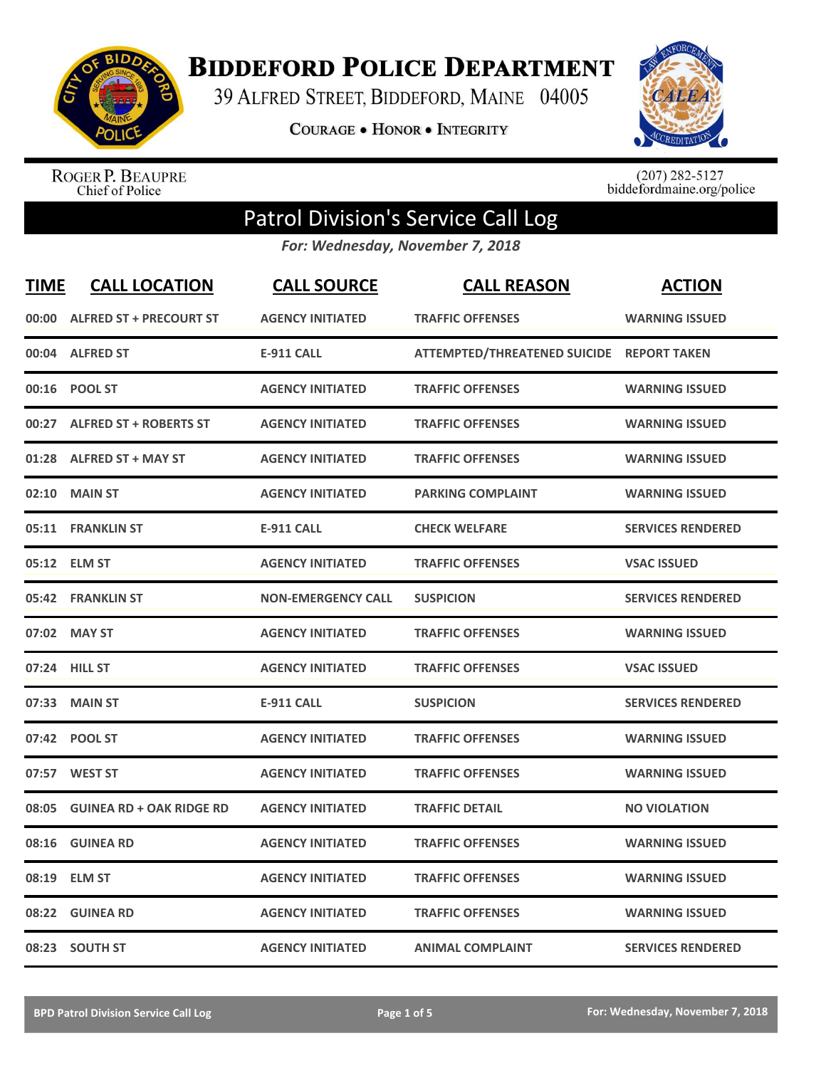# Biddeford Police Department

39 Alfred Street, Biddeford, Maine 04005

Courage • Honor • Integrity

Roger P. Beaupre
Chief of Police

(207) 282-5127
biddefordmaine.org/police

## Patrol Division's Service Call Log

*For: Wednesday, November 7, 2018*

| TIME | CALL LOCATION | CALL SOURCE | CALL REASON | ACTION |
|---|---|---|---|---|
| 00:00 | ALFRED ST + PRECOURT ST | AGENCY INITIATED | TRAFFIC OFFENSES | WARNING ISSUED |
| 00:04 | ALFRED ST | E-911 CALL | ATTEMPTED/THREATENED SUICIDE | REPORT TAKEN |
| 00:16 | POOL ST | AGENCY INITIATED | TRAFFIC OFFENSES | WARNING ISSUED |
| 00:27 | ALFRED ST + ROBERTS ST | AGENCY INITIATED | TRAFFIC OFFENSES | WARNING ISSUED |
| 01:28 | ALFRED ST + MAY ST | AGENCY INITIATED | TRAFFIC OFFENSES | WARNING ISSUED |
| 02:10 | MAIN ST | AGENCY INITIATED | PARKING COMPLAINT | WARNING ISSUED |
| 05:11 | FRANKLIN ST | E-911 CALL | CHECK WELFARE | SERVICES RENDERED |
| 05:12 | ELM ST | AGENCY INITIATED | TRAFFIC OFFENSES | VSAC ISSUED |
| 05:42 | FRANKLIN ST | NON-EMERGENCY CALL | SUSPICION | SERVICES RENDERED |
| 07:02 | MAY ST | AGENCY INITIATED | TRAFFIC OFFENSES | WARNING ISSUED |
| 07:24 | HILL ST | AGENCY INITIATED | TRAFFIC OFFENSES | VSAC ISSUED |
| 07:33 | MAIN ST | E-911 CALL | SUSPICION | SERVICES RENDERED |
| 07:42 | POOL ST | AGENCY INITIATED | TRAFFIC OFFENSES | WARNING ISSUED |
| 07:57 | WEST ST | AGENCY INITIATED | TRAFFIC OFFENSES | WARNING ISSUED |
| 08:05 | GUINEA RD + OAK RIDGE RD | AGENCY INITIATED | TRAFFIC DETAIL | NO VIOLATION |
| 08:16 | GUINEA RD | AGENCY INITIATED | TRAFFIC OFFENSES | WARNING ISSUED |
| 08:19 | ELM ST | AGENCY INITIATED | TRAFFIC OFFENSES | WARNING ISSUED |
| 08:22 | GUINEA RD | AGENCY INITIATED | TRAFFIC OFFENSES | WARNING ISSUED |
| 08:23 | SOUTH ST | AGENCY INITIATED | ANIMAL COMPLAINT | SERVICES RENDERED |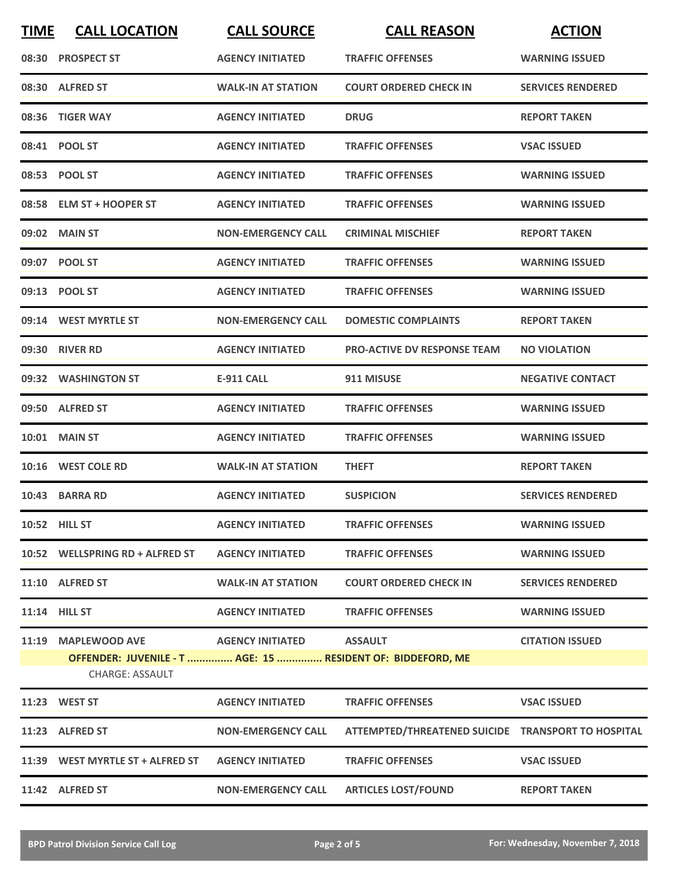| TIME | CALL LOCATION | CALL SOURCE | CALL REASON | ACTION |
|---|---|---|---|---|
| 08:30 | PROSPECT ST | AGENCY INITIATED | TRAFFIC OFFENSES | WARNING ISSUED |
| 08:30 | ALFRED ST | WALK-IN AT STATION | COURT ORDERED CHECK IN | SERVICES RENDERED |
| 08:36 | TIGER WAY | AGENCY INITIATED | DRUG | REPORT TAKEN |
| 08:41 | POOL ST | AGENCY INITIATED | TRAFFIC OFFENSES | VSAC ISSUED |
| 08:53 | POOL ST | AGENCY INITIATED | TRAFFIC OFFENSES | WARNING ISSUED |
| 08:58 | ELM ST + HOOPER ST | AGENCY INITIATED | TRAFFIC OFFENSES | WARNING ISSUED |
| 09:02 | MAIN ST | NON-EMERGENCY CALL | CRIMINAL MISCHIEF | REPORT TAKEN |
| 09:07 | POOL ST | AGENCY INITIATED | TRAFFIC OFFENSES | WARNING ISSUED |
| 09:13 | POOL ST | AGENCY INITIATED | TRAFFIC OFFENSES | WARNING ISSUED |
| 09:14 | WEST MYRTLE ST | NON-EMERGENCY CALL | DOMESTIC COMPLAINTS | REPORT TAKEN |
| 09:30 | RIVER RD | AGENCY INITIATED | PRO-ACTIVE DV RESPONSE TEAM | NO VIOLATION |
| 09:32 | WASHINGTON ST | E-911 CALL | 911 MISUSE | NEGATIVE CONTACT |
| 09:50 | ALFRED ST | AGENCY INITIATED | TRAFFIC OFFENSES | WARNING ISSUED |
| 10:01 | MAIN ST | AGENCY INITIATED | TRAFFIC OFFENSES | WARNING ISSUED |
| 10:16 | WEST COLE RD | WALK-IN AT STATION | THEFT | REPORT TAKEN |
| 10:43 | BARRA RD | AGENCY INITIATED | SUSPICION | SERVICES RENDERED |
| 10:52 | HILL ST | AGENCY INITIATED | TRAFFIC OFFENSES | WARNING ISSUED |
| 10:52 | WELLSPRING RD + ALFRED ST | AGENCY INITIATED | TRAFFIC OFFENSES | WARNING ISSUED |
| 11:10 | ALFRED ST | WALK-IN AT STATION | COURT ORDERED CHECK IN | SERVICES RENDERED |
| 11:14 | HILL ST | AGENCY INITIATED | TRAFFIC OFFENSES | WARNING ISSUED |
| 11:19 | MAPLEWOOD AVE | AGENCY INITIATED | ASSAULT | CITATION ISSUED |
| | OFFENDER: JUVENILE - T ............... AGE: 15 ............... RESIDENT OF: BIDDEFORD, ME | | | |
| | CHARGE: ASSAULT | | | |
| 11:23 | WEST ST | AGENCY INITIATED | TRAFFIC OFFENSES | VSAC ISSUED |
| 11:23 | ALFRED ST | NON-EMERGENCY CALL | ATTEMPTED/THREATENED SUICIDE | TRANSPORT TO HOSPITAL |
| 11:39 | WEST MYRTLE ST + ALFRED ST | AGENCY INITIATED | TRAFFIC OFFENSES | VSAC ISSUED |
| 11:42 | ALFRED ST | NON-EMERGENCY CALL | ARTICLES LOST/FOUND | REPORT TAKEN |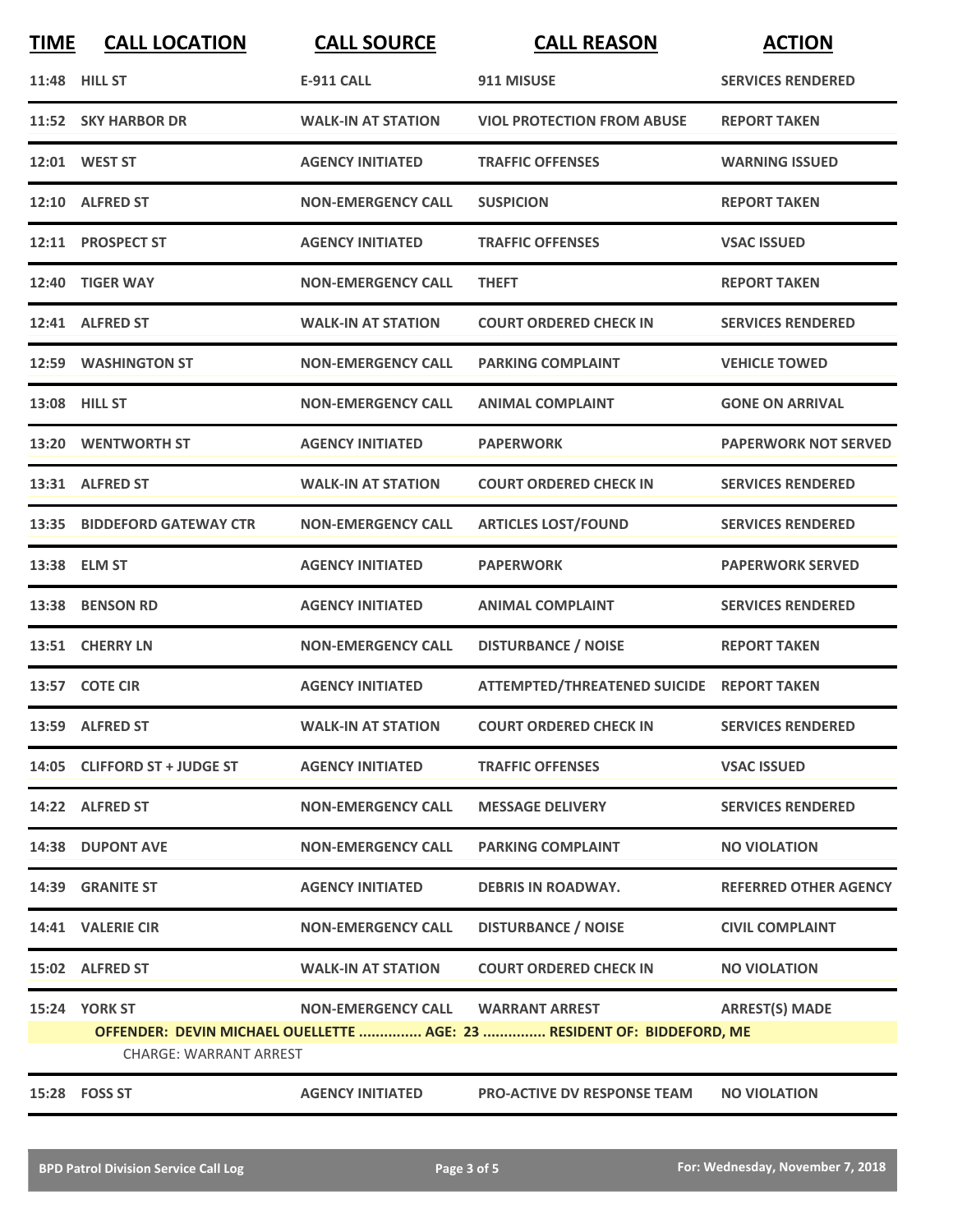| TIME | CALL LOCATION | CALL SOURCE | CALL REASON | ACTION |
|---|---|---|---|---|
| 11:48 | HILL ST | E-911 CALL | 911 MISUSE | SERVICES RENDERED |
| 11:52 | SKY HARBOR DR | WALK-IN AT STATION | VIOL PROTECTION FROM ABUSE | REPORT TAKEN |
| 12:01 | WEST ST | AGENCY INITIATED | TRAFFIC OFFENSES | WARNING ISSUED |
| 12:10 | ALFRED ST | NON-EMERGENCY CALL | SUSPICION | REPORT TAKEN |
| 12:11 | PROSPECT ST | AGENCY INITIATED | TRAFFIC OFFENSES | VSAC ISSUED |
| 12:40 | TIGER WAY | NON-EMERGENCY CALL | THEFT | REPORT TAKEN |
| 12:41 | ALFRED ST | WALK-IN AT STATION | COURT ORDERED CHECK IN | SERVICES RENDERED |
| 12:59 | WASHINGTON ST | NON-EMERGENCY CALL | PARKING COMPLAINT | VEHICLE TOWED |
| 13:08 | HILL ST | NON-EMERGENCY CALL | ANIMAL COMPLAINT | GONE ON ARRIVAL |
| 13:20 | WENTWORTH ST | AGENCY INITIATED | PAPERWORK | PAPERWORK NOT SERVED |
| 13:31 | ALFRED ST | WALK-IN AT STATION | COURT ORDERED CHECK IN | SERVICES RENDERED |
| 13:35 | BIDDEFORD GATEWAY CTR | NON-EMERGENCY CALL | ARTICLES LOST/FOUND | SERVICES RENDERED |
| 13:38 | ELM ST | AGENCY INITIATED | PAPERWORK | PAPERWORK SERVED |
| 13:38 | BENSON RD | AGENCY INITIATED | ANIMAL COMPLAINT | SERVICES RENDERED |
| 13:51 | CHERRY LN | NON-EMERGENCY CALL | DISTURBANCE / NOISE | REPORT TAKEN |
| 13:57 | COTE CIR | AGENCY INITIATED | ATTEMPTED/THREATENED SUICIDE | REPORT TAKEN |
| 13:59 | ALFRED ST | WALK-IN AT STATION | COURT ORDERED CHECK IN | SERVICES RENDERED |
| 14:05 | CLIFFORD ST + JUDGE ST | AGENCY INITIATED | TRAFFIC OFFENSES | VSAC ISSUED |
| 14:22 | ALFRED ST | NON-EMERGENCY CALL | MESSAGE DELIVERY | SERVICES RENDERED |
| 14:38 | DUPONT AVE | NON-EMERGENCY CALL | PARKING COMPLAINT | NO VIOLATION |
| 14:39 | GRANITE ST | AGENCY INITIATED | DEBRIS IN ROADWAY. | REFERRED OTHER AGENCY |
| 14:41 | VALERIE CIR | NON-EMERGENCY CALL | DISTURBANCE / NOISE | CIVIL COMPLAINT |
| 15:02 | ALFRED ST | WALK-IN AT STATION | COURT ORDERED CHECK IN | NO VIOLATION |
| 15:24 | YORK ST | NON-EMERGENCY CALL | WARRANT ARREST | ARREST(S) MADE |

**OFFENDER: DEVIN MICHAEL OUELLETTE ............... AGE: 23 ............... RESIDENT OF: BIDDEFORD, ME**

CHARGE: WARRANT ARREST

| TIME | CALL LOCATION | CALL SOURCE | CALL REASON | ACTION |
|---|---|---|---|---|
| 15:28 | FOSS ST | AGENCY INITIATED | PRO-ACTIVE DV RESPONSE TEAM | NO VIOLATION |

BPD Patrol Division Service Call Log — For: Wednesday, November 7, 2018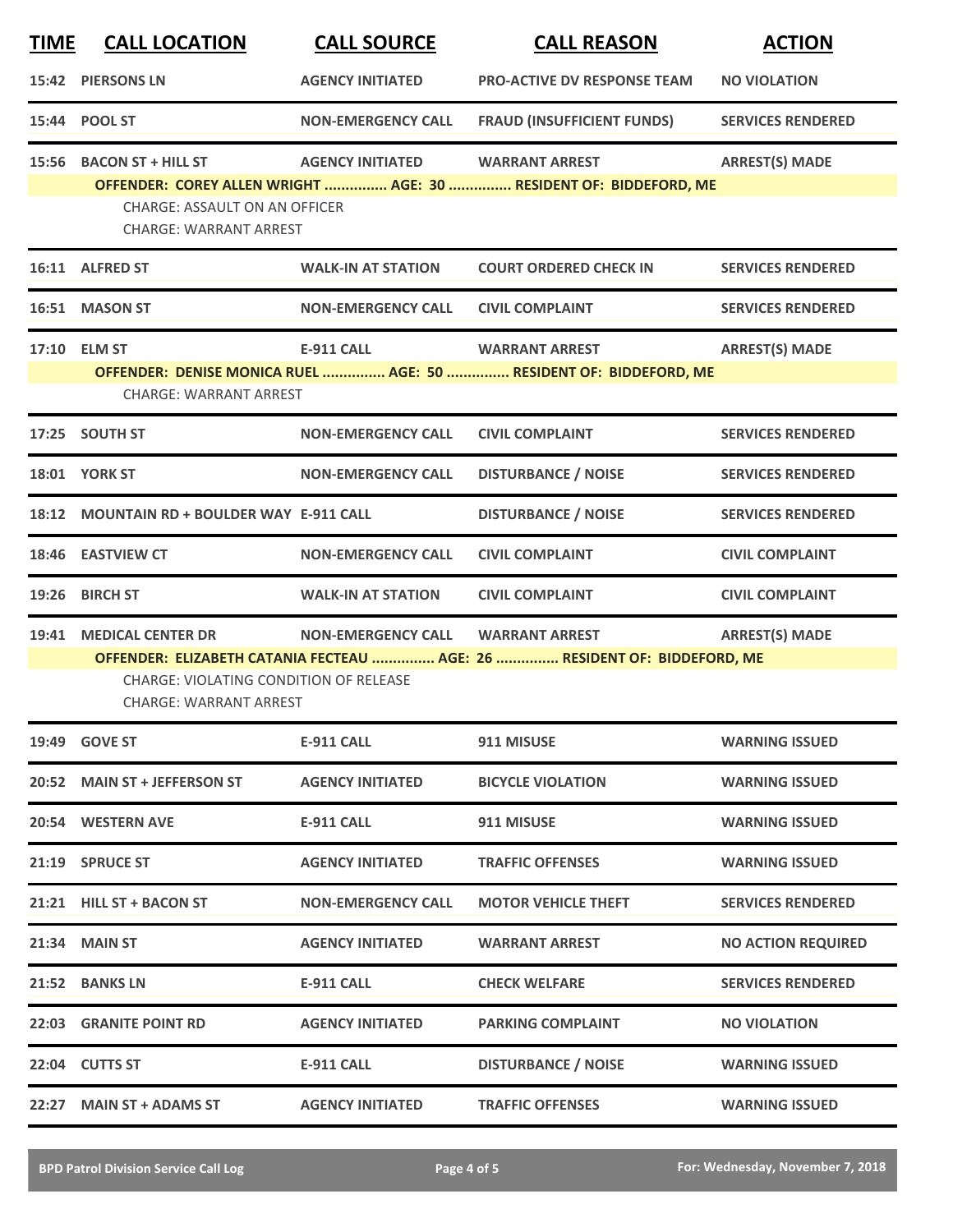| TIME | CALL LOCATION | CALL SOURCE | CALL REASON | ACTION |
|---|---|---|---|---|
| 15:42 | PIERSONS LN | AGENCY INITIATED | PRO-ACTIVE DV RESPONSE TEAM | NO VIOLATION |
| 15:44 | POOL ST | NON-EMERGENCY CALL | FRAUD (INSUFFICIENT FUNDS) | SERVICES RENDERED |
| 15:56 | BACON ST + HILL ST | AGENCY INITIATED | WARRANT ARREST | ARREST(S) MADE |
| | OFFENDER: COREY ALLEN WRIGHT ............... AGE: 30 ............... RESIDENT OF: BIDDEFORD, ME | | | |
| | CHARGE: ASSAULT ON AN OFFICER | | | |
| | CHARGE: WARRANT ARREST | | | |
| 16:11 | ALFRED ST | WALK-IN AT STATION | COURT ORDERED CHECK IN | SERVICES RENDERED |
| 16:51 | MASON ST | NON-EMERGENCY CALL | CIVIL COMPLAINT | SERVICES RENDERED |
| 17:10 | ELM ST | E-911 CALL | WARRANT ARREST | ARREST(S) MADE |
| | OFFENDER: DENISE MONICA RUEL ............... AGE: 50 ............... RESIDENT OF: BIDDEFORD, ME | | | |
| | CHARGE: WARRANT ARREST | | | |
| 17:25 | SOUTH ST | NON-EMERGENCY CALL | CIVIL COMPLAINT | SERVICES RENDERED |
| 18:01 | YORK ST | NON-EMERGENCY CALL | DISTURBANCE / NOISE | SERVICES RENDERED |
| 18:12 | MOUNTAIN RD + BOULDER WAY | E-911 CALL | DISTURBANCE / NOISE | SERVICES RENDERED |
| 18:46 | EASTVIEW CT | NON-EMERGENCY CALL | CIVIL COMPLAINT | CIVIL COMPLAINT |
| 19:26 | BIRCH ST | WALK-IN AT STATION | CIVIL COMPLAINT | CIVIL COMPLAINT |
| 19:41 | MEDICAL CENTER DR | NON-EMERGENCY CALL | WARRANT ARREST | ARREST(S) MADE |
| | OFFENDER: ELIZABETH CATANIA FECTEAU ............... AGE: 26 ............... RESIDENT OF: BIDDEFORD, ME | | | |
| | CHARGE: VIOLATING CONDITION OF RELEASE | | | |
| | CHARGE: WARRANT ARREST | | | |
| 19:49 | GOVE ST | E-911 CALL | 911 MISUSE | WARNING ISSUED |
| 20:52 | MAIN ST + JEFFERSON ST | AGENCY INITIATED | BICYCLE VIOLATION | WARNING ISSUED |
| 20:54 | WESTERN AVE | E-911 CALL | 911 MISUSE | WARNING ISSUED |
| 21:19 | SPRUCE ST | AGENCY INITIATED | TRAFFIC OFFENSES | WARNING ISSUED |
| 21:21 | HILL ST + BACON ST | NON-EMERGENCY CALL | MOTOR VEHICLE THEFT | SERVICES RENDERED |
| 21:34 | MAIN ST | AGENCY INITIATED | WARRANT ARREST | NO ACTION REQUIRED |
| 21:52 | BANKS LN | E-911 CALL | CHECK WELFARE | SERVICES RENDERED |
| 22:03 | GRANITE POINT RD | AGENCY INITIATED | PARKING COMPLAINT | NO VIOLATION |
| 22:04 | CUTTS ST | E-911 CALL | DISTURBANCE / NOISE | WARNING ISSUED |
| 22:27 | MAIN ST + ADAMS ST | AGENCY INITIATED | TRAFFIC OFFENSES | WARNING ISSUED |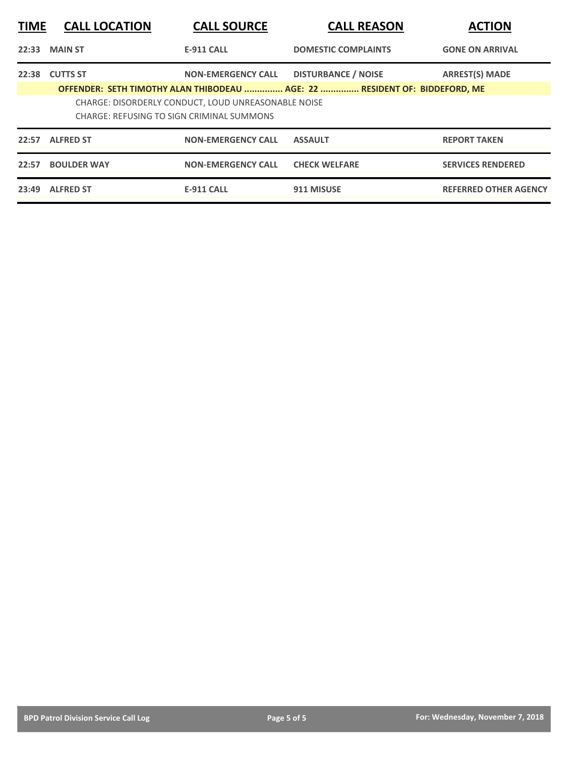| TIME | CALL LOCATION | CALL SOURCE | CALL REASON | ACTION |
|---|---|---|---|---|
| 22:33 | MAIN ST | E-911 CALL | DOMESTIC COMPLAINTS | GONE ON ARRIVAL |
| 22:38 | CUTTS ST | NON-EMERGENCY CALL | DISTURBANCE / NOISE | ARREST(S) MADE |

**OFFENDER: SETH TIMOTHY ALAN THIBODEAU ............... AGE: 22 ............... RESIDENT OF: BIDDEFORD, ME**

CHARGE: DISORDERLY CONDUCT, LOUD UNREASONABLE NOISE

CHARGE: REFUSING TO SIGN CRIMINAL SUMMONS

| TIME | CALL LOCATION | CALL SOURCE | CALL REASON | ACTION |
|---|---|---|---|---|
| 22:57 | ALFRED ST | NON-EMERGENCY CALL | ASSAULT | REPORT TAKEN |
| 22:57 | BOULDER WAY | NON-EMERGENCY CALL | CHECK WELFARE | SERVICES RENDERED |
| 23:49 | ALFRED ST | E-911 CALL | 911 MISUSE | REFERRED OTHER AGENCY |